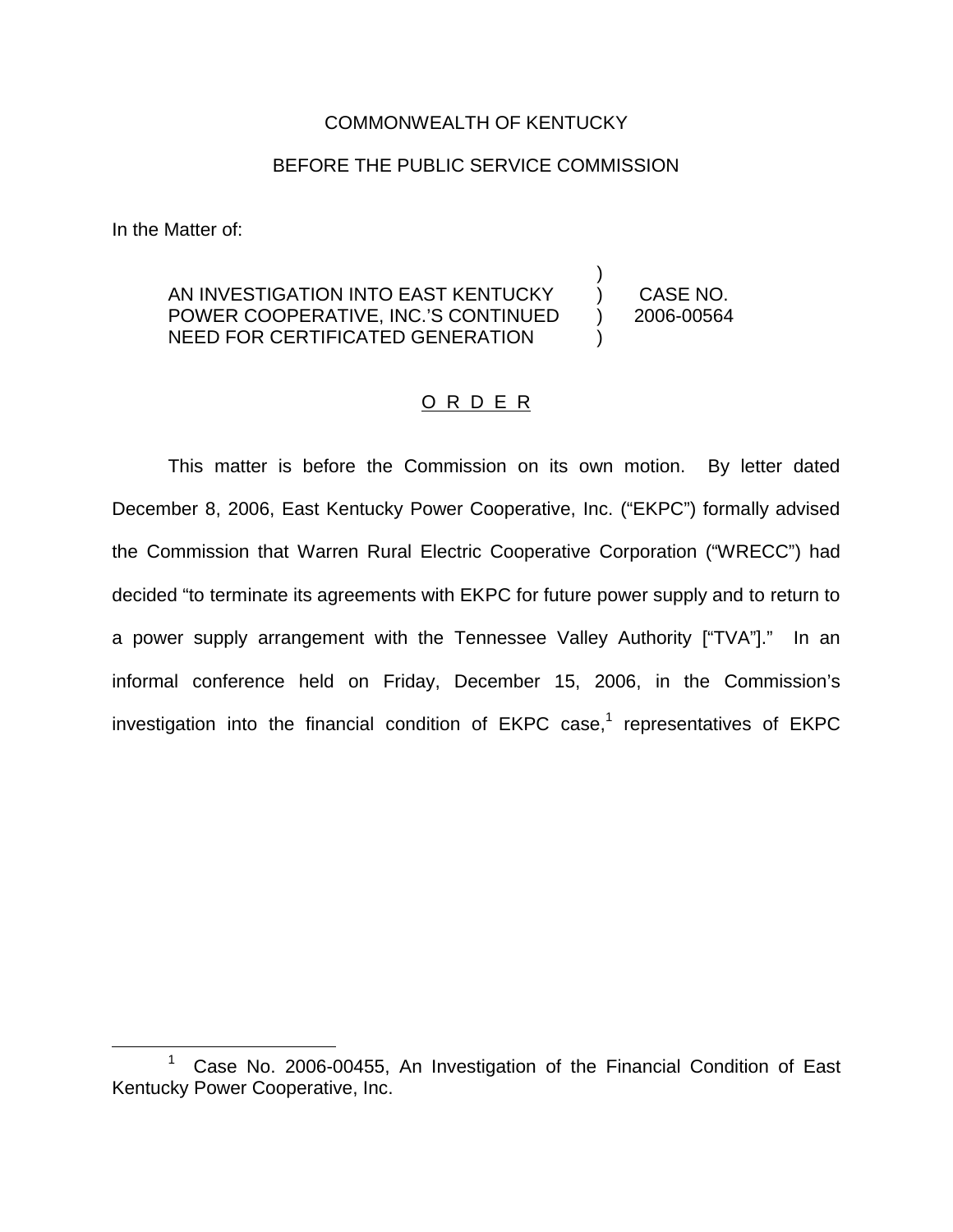COMMONWEALTH OF KENTUCKY

BEFORE THE PUBLIC SERVICE COMMISSION

In the Matter of:

AN INVESTIGATION INTO EAST KENTUCKY POWER COOPERATIVE, INC.'S CONTINUED NEED FOR CERTIFICATED GENERATION ) CASE NO. 2006-00564

O R D E R

This matter is before the Commission on its own motion. By letter dated December 8, 2006, East Kentucky Power Cooperative, Inc. ("EKPC") formally advised the Commission that Warren Rural Electric Cooperative Corporation ("WRECC") had decided "to terminate its agreements with EKPC for future power supply and to return to a power supply arrangement with the Tennessee Valley Authority ["TVA"]." In an informal conference held on Friday, December 15, 2006, in the Commission's investigation into the financial condition of EKPC case,[1] representatives of EKPC

[1] Case No. 2006-00455, An Investigation of the Financial Condition of East Kentucky Power Cooperative, Inc.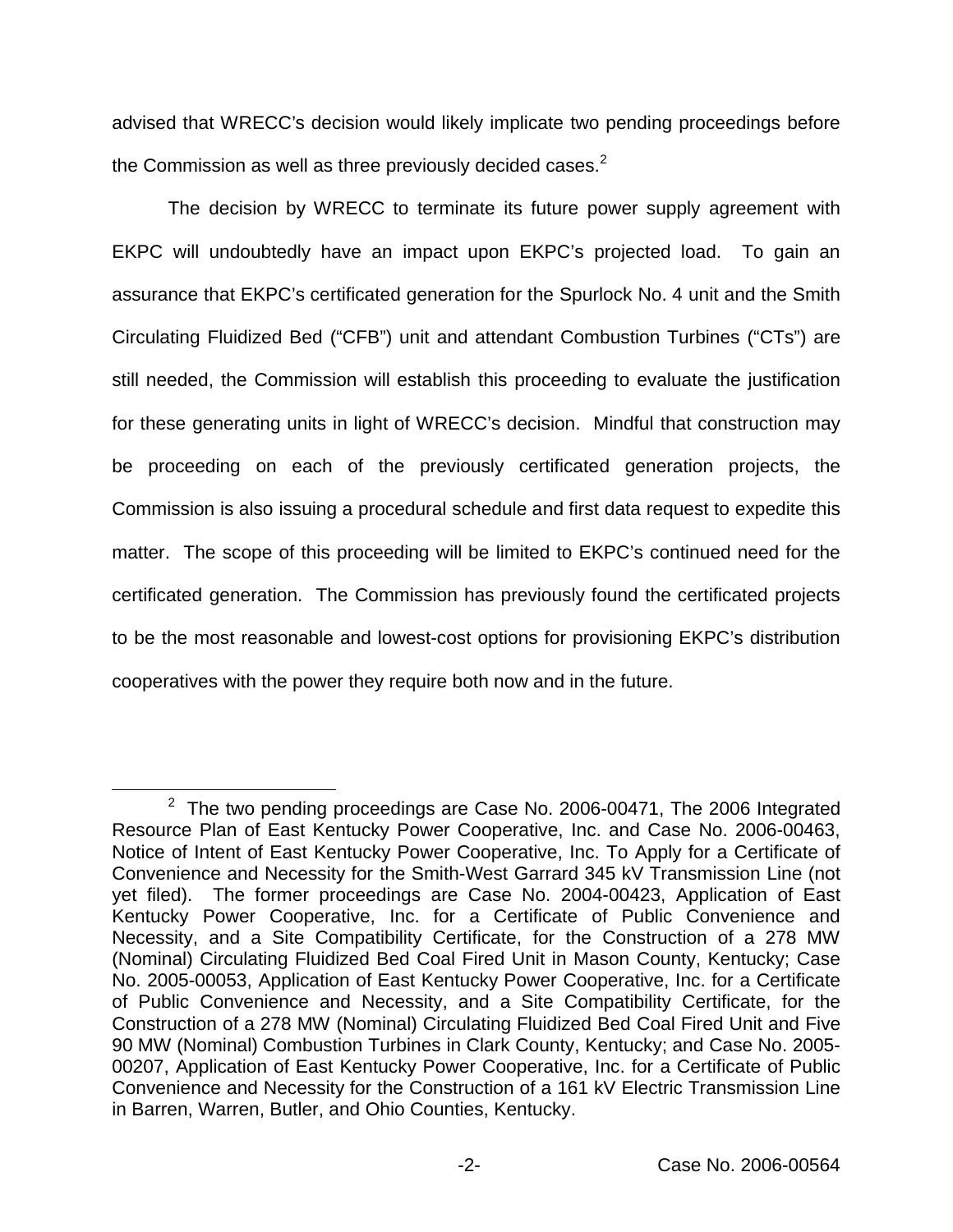advised that WRECC's decision would likely implicate two pending proceedings before the Commission as well as three previously decided cases.[2]

The decision by WRECC to terminate its future power supply agreement with EKPC will undoubtedly have an impact upon EKPC's projected load. To gain an assurance that EKPC's certificated generation for the Spurlock No. 4 unit and the Smith Circulating Fluidized Bed ("CFB") unit and attendant Combustion Turbines ("CTs") are still needed, the Commission will establish this proceeding to evaluate the justification for these generating units in light of WRECC's decision. Mindful that construction may be proceeding on each of the previously certificated generation projects, the Commission is also issuing a procedural schedule and first data request to expedite this matter. The scope of this proceeding will be limited to EKPC's continued need for the certificated generation. The Commission has previously found the certificated projects to be the most reasonable and lowest-cost options for provisioning EKPC's distribution cooperatives with the power they require both now and in the future.

[2] The two pending proceedings are Case No. 2006-00471, The 2006 Integrated Resource Plan of East Kentucky Power Cooperative, Inc. and Case No. 2006-00463, Notice of Intent of East Kentucky Power Cooperative, Inc. To Apply for a Certificate of Convenience and Necessity for the Smith-West Garrard 345 kV Transmission Line (not yet filed). The former proceedings are Case No. 2004-00423, Application of East Kentucky Power Cooperative, Inc. for a Certificate of Public Convenience and Necessity, and a Site Compatibility Certificate, for the Construction of a 278 MW (Nominal) Circulating Fluidized Bed Coal Fired Unit in Mason County, Kentucky; Case No. 2005-00053, Application of East Kentucky Power Cooperative, Inc. for a Certificate of Public Convenience and Necessity, and a Site Compatibility Certificate, for the Construction of a 278 MW (Nominal) Circulating Fluidized Bed Coal Fired Unit and Five 90 MW (Nominal) Combustion Turbines in Clark County, Kentucky; and Case No. 2005-00207, Application of East Kentucky Power Cooperative, Inc. for a Certificate of Public Convenience and Necessity for the Construction of a 161 kV Electric Transmission Line in Barren, Warren, Butler, and Ohio Counties, Kentucky.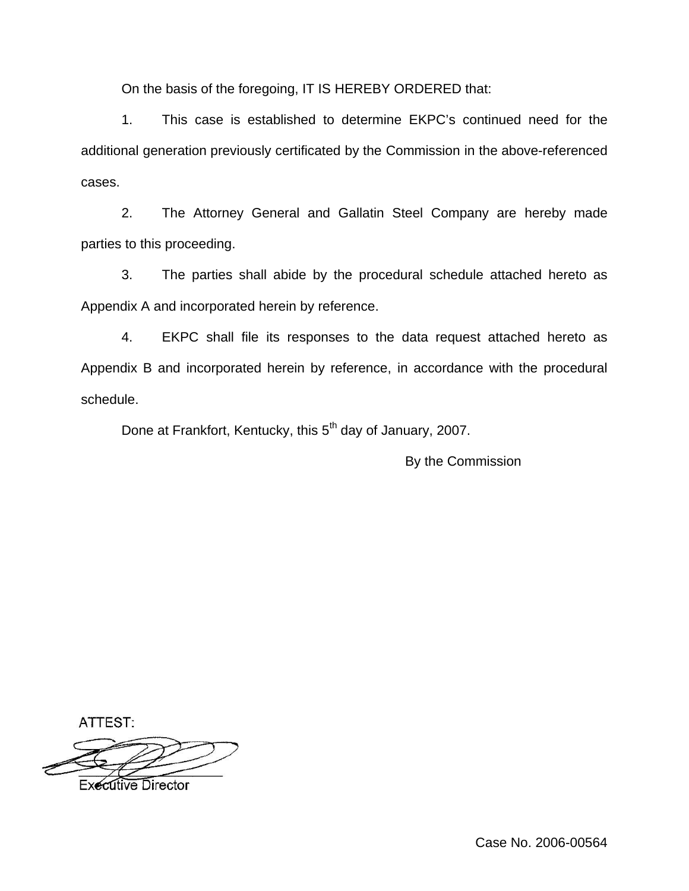On the basis of the foregoing, IT IS HEREBY ORDERED that:

1. This case is established to determine EKPC's continued need for the additional generation previously certificated by the Commission in the above-referenced cases.

2. The Attorney General and Gallatin Steel Company are hereby made parties to this proceeding.

3. The parties shall abide by the procedural schedule attached hereto as Appendix A and incorporated herein by reference.

4. EKPC shall file its responses to the data request attached hereto as Appendix B and incorporated herein by reference, in accordance with the procedural schedule.

Done at Frankfort, Kentucky, this 5th day of January, 2007.

By the Commission

ATTEST:

Executive Director

Case No. 2006-00564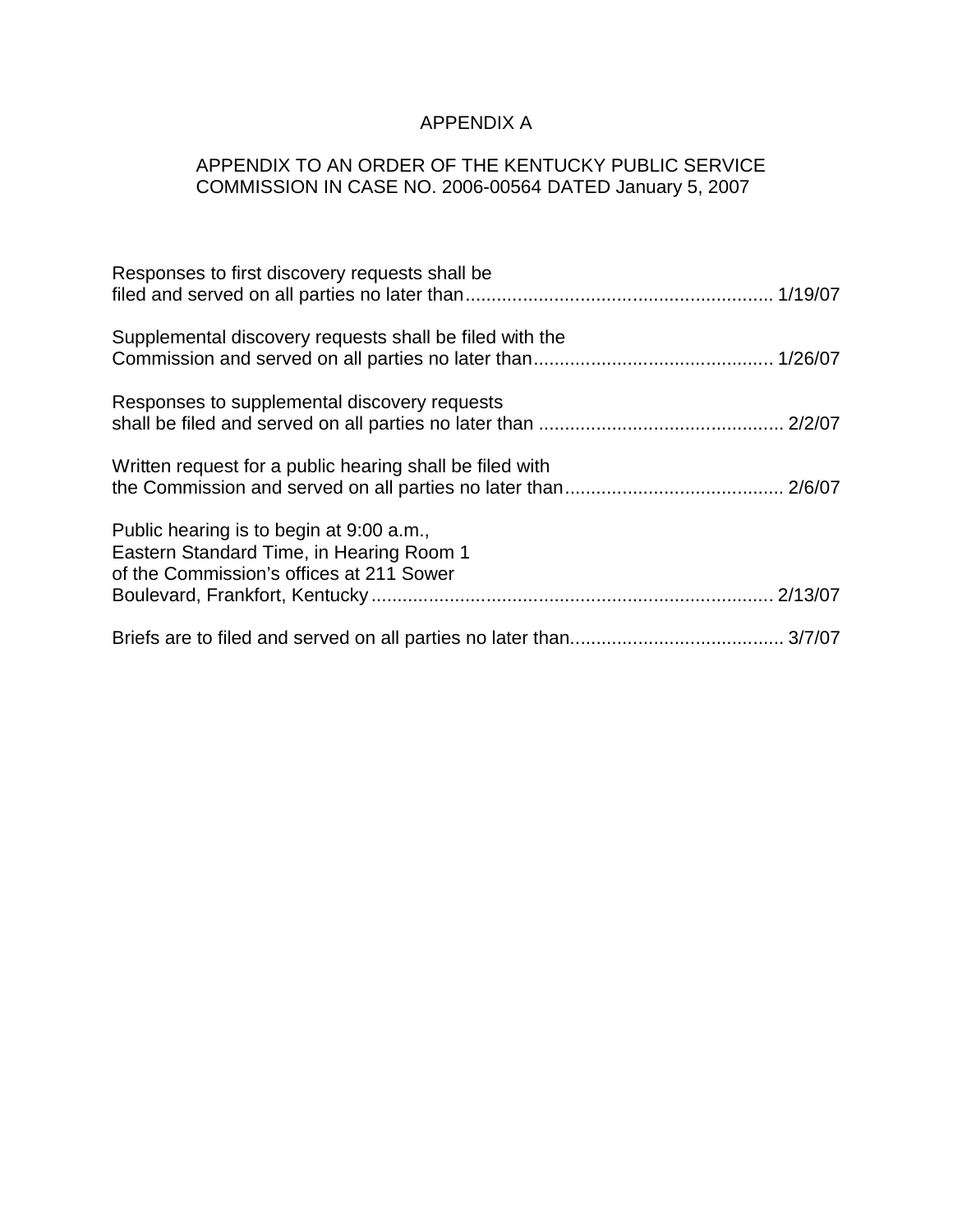# APPENDIX A

## APPENDIX TO AN ORDER OF THE KENTUCKY PUBLIC SERVICE COMMISSION IN CASE NO. 2006-00564 DATED January 5, 2007

Responses to first discovery requests shall be filed and served on all parties no later than........................................................ 1/19/07

Supplemental discovery requests shall be filed with the Commission and served on all parties no later than.............................................. 1/26/07

Responses to supplemental discovery requests shall be filed and served on all parties no later than .............................................. 2/2/07

Written request for a public hearing shall be filed with the Commission and served on all parties no later than.......................................... 2/6/07

Public hearing is to begin at 9:00 a.m., Eastern Standard Time, in Hearing Room 1 of the Commission's offices at 211 Sower Boulevard, Frankfort, Kentucky............................................................................ 2/13/07

Briefs are to filed and served on all parties no later than........................................ 3/7/07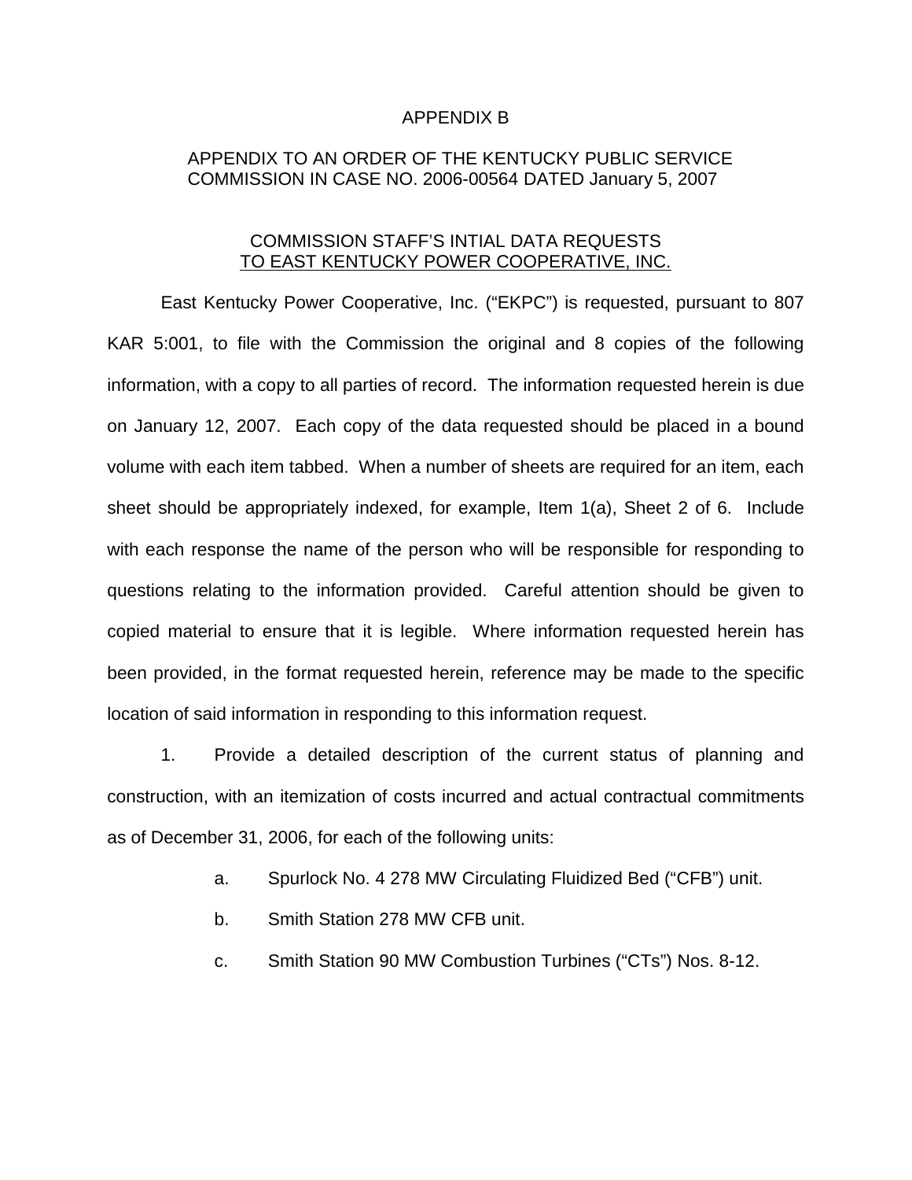APPENDIX B

APPENDIX TO AN ORDER OF THE KENTUCKY PUBLIC SERVICE COMMISSION IN CASE NO. 2006-00564 DATED January 5, 2007

COMMISSION STAFF'S INTIAL DATA REQUESTS
TO EAST KENTUCKY POWER COOPERATIVE, INC.

East Kentucky Power Cooperative, Inc. ("EKPC") is requested, pursuant to 807 KAR 5:001, to file with the Commission the original and 8 copies of the following information, with a copy to all parties of record. The information requested herein is due on January 12, 2007. Each copy of the data requested should be placed in a bound volume with each item tabbed. When a number of sheets are required for an item, each sheet should be appropriately indexed, for example, Item 1(a), Sheet 2 of 6. Include with each response the name of the person who will be responsible for responding to questions relating to the information provided. Careful attention should be given to copied material to ensure that it is legible. Where information requested herein has been provided, in the format requested herein, reference may be made to the specific location of said information in responding to this information request.

1. Provide a detailed description of the current status of planning and construction, with an itemization of costs incurred and actual contractual commitments as of December 31, 2006, for each of the following units:

   a. Spurlock No. 4 278 MW Circulating Fluidized Bed ("CFB") unit.

   b. Smith Station 278 MW CFB unit.

   c. Smith Station 90 MW Combustion Turbines ("CTs") Nos. 8-12.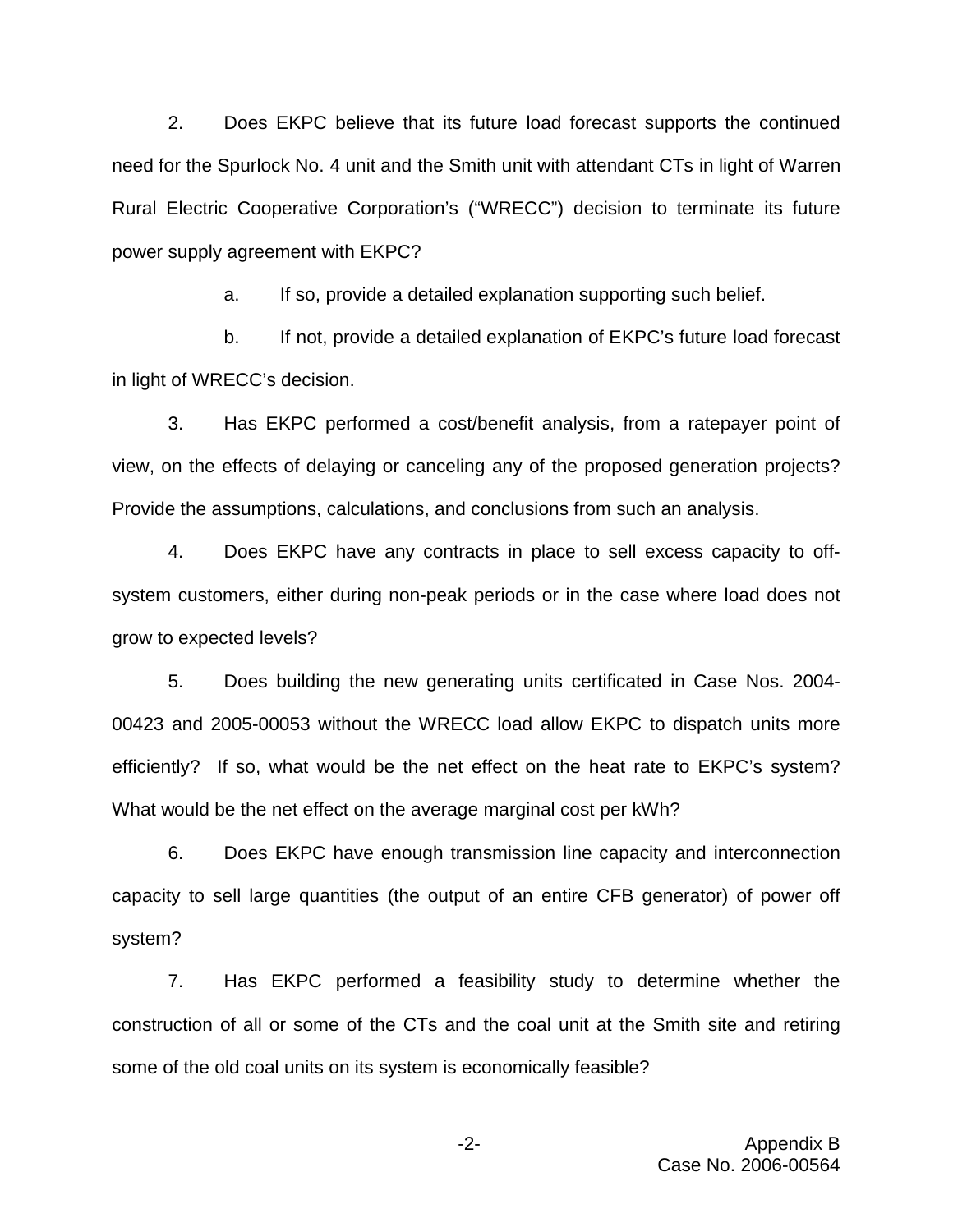2. Does EKPC believe that its future load forecast supports the continued need for the Spurlock No. 4 unit and the Smith unit with attendant CTs in light of Warren Rural Electric Cooperative Corporation's ("WRECC") decision to terminate its future power supply agreement with EKPC?

a. If so, provide a detailed explanation supporting such belief.

b. If not, provide a detailed explanation of EKPC's future load forecast in light of WRECC's decision.

3. Has EKPC performed a cost/benefit analysis, from a ratepayer point of view, on the effects of delaying or canceling any of the proposed generation projects? Provide the assumptions, calculations, and conclusions from such an analysis.

4. Does EKPC have any contracts in place to sell excess capacity to off-system customers, either during non-peak periods or in the case where load does not grow to expected levels?

5. Does building the new generating units certificated in Case Nos. 2004-00423 and 2005-00053 without the WRECC load allow EKPC to dispatch units more efficiently? If so, what would be the net effect on the heat rate to EKPC's system? What would be the net effect on the average marginal cost per kWh?

6. Does EKPC have enough transmission line capacity and interconnection capacity to sell large quantities (the output of an entire CFB generator) of power off system?

7. Has EKPC performed a feasibility study to determine whether the construction of all or some of the CTs and the coal unit at the Smith site and retiring some of the old coal units on its system is economically feasible?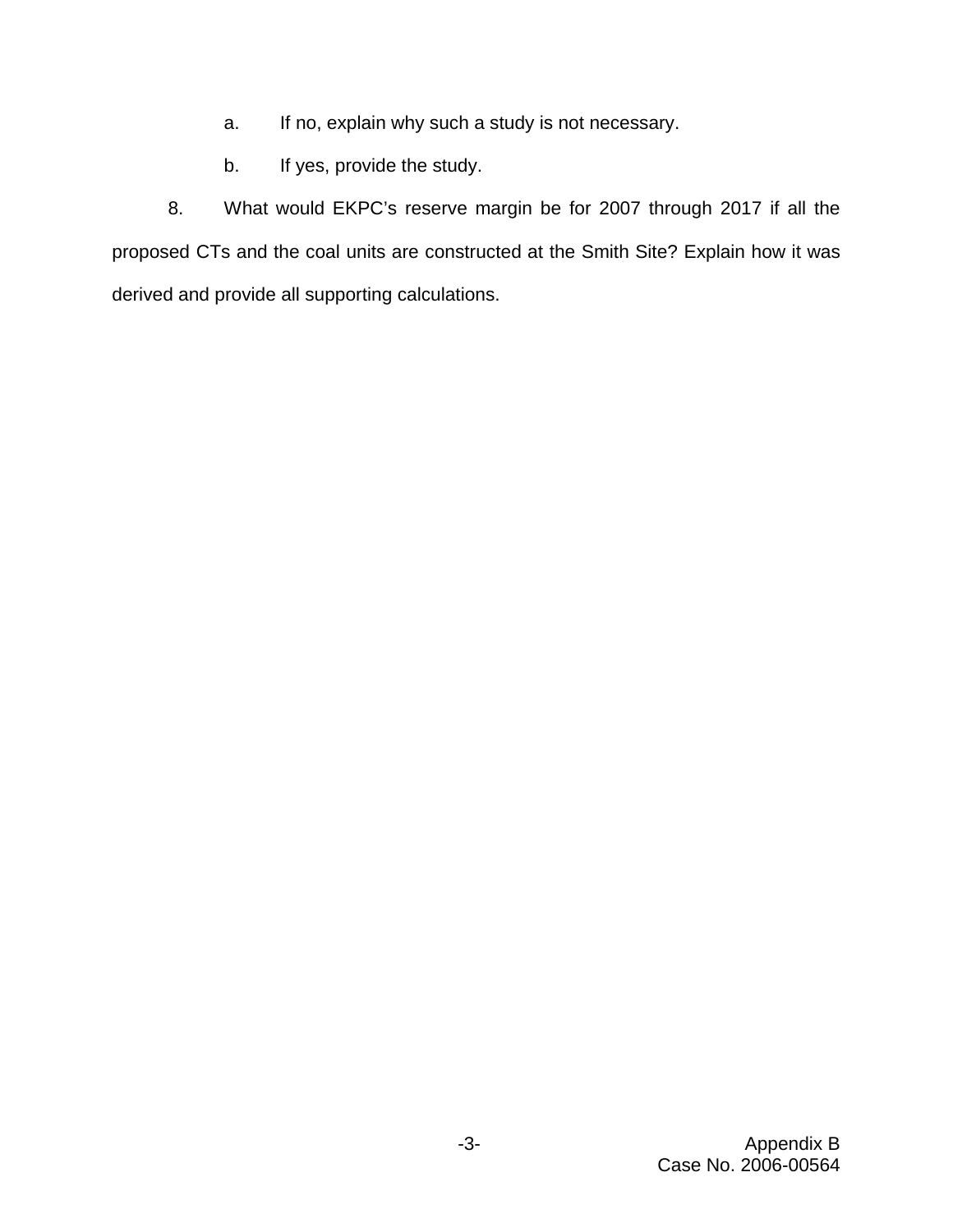a. If no, explain why such a study is not necessary.

b. If yes, provide the study.

8. What would EKPC's reserve margin be for 2007 through 2017 if all the proposed CTs and the coal units are constructed at the Smith Site? Explain how it was derived and provide all supporting calculations.